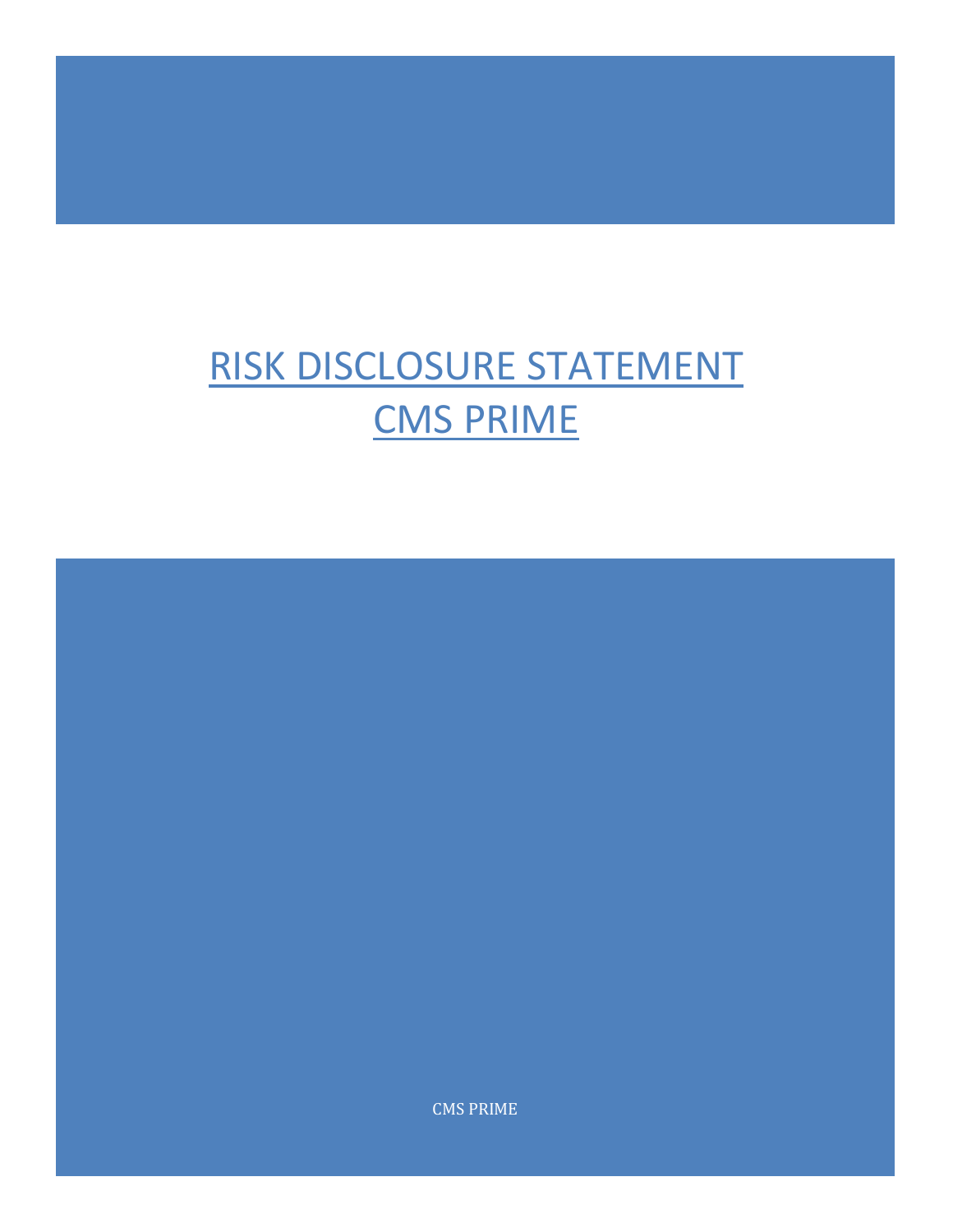# RISK DISCLOSURE STATEMENT
# CMS PRIME

CMS PRIME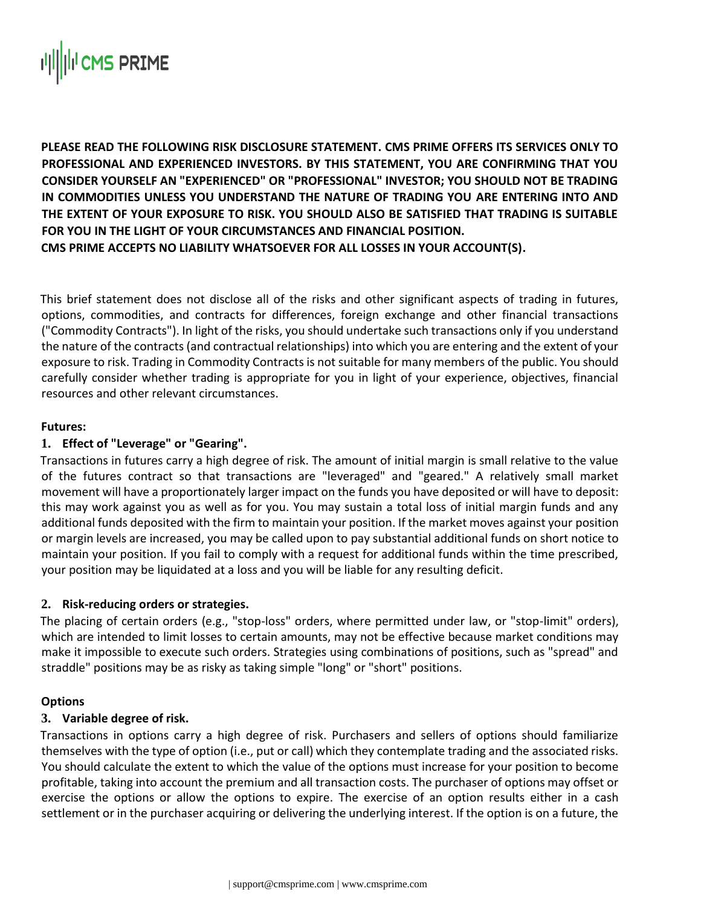**PLEASE READ THE FOLLOWING RISK DISCLOSURE STATEMENT. CMS PRIME OFFERS ITS SERVICES ONLY TO PROFESSIONAL AND EXPERIENCED INVESTORS. BY THIS STATEMENT, YOU ARE CONFIRMING THAT YOU CONSIDER YOURSELF AN "EXPERIENCED" OR "PROFESSIONAL" INVESTOR; YOU SHOULD NOT BE TRADING IN COMMODITIES UNLESS YOU UNDERSTAND THE NATURE OF TRADING YOU ARE ENTERING INTO AND THE EXTENT OF YOUR EXPOSURE TO RISK. YOU SHOULD ALSO BE SATISFIED THAT TRADING IS SUITABLE FOR YOU IN THE LIGHT OF YOUR CIRCUMSTANCES AND FINANCIAL POSITION.**

**CMS PRIME ACCEPTS NO LIABILITY WHATSOEVER FOR ALL LOSSES IN YOUR ACCOUNT(S).**

This brief statement does not disclose all of the risks and other significant aspects of trading in futures, options, commodities, and contracts for differences, foreign exchange and other financial transactions ("Commodity Contracts"). In light of the risks, you should undertake such transactions only if you understand the nature of the contracts (and contractual relationships) into which you are entering and the extent of your exposure to risk. Trading in Commodity Contracts is not suitable for many members of the public. You should carefully consider whether trading is appropriate for you in light of your experience, objectives, financial resources and other relevant circumstances.

**Futures:**

**1. Effect of "Leverage" or "Gearing".**

Transactions in futures carry a high degree of risk. The amount of initial margin is small relative to the value of the futures contract so that transactions are "leveraged" and "geared." A relatively small market movement will have a proportionately larger impact on the funds you have deposited or will have to deposit: this may work against you as well as for you. You may sustain a total loss of initial margin funds and any additional funds deposited with the firm to maintain your position. If the market moves against your position or margin levels are increased, you may be called upon to pay substantial additional funds on short notice to maintain your position. If you fail to comply with a request for additional funds within the time prescribed, your position may be liquidated at a loss and you will be liable for any resulting deficit.

**2. Risk-reducing orders or strategies.**

The placing of certain orders (e.g., "stop-loss" orders, where permitted under law, or "stop-limit" orders), which are intended to limit losses to certain amounts, may not be effective because market conditions may make it impossible to execute such orders. Strategies using combinations of positions, such as "spread" and straddle" positions may be as risky as taking simple "long" or "short" positions.

**Options**

**3. Variable degree of risk.**

Transactions in options carry a high degree of risk. Purchasers and sellers of options should familiarize themselves with the type of option (i.e., put or call) which they contemplate trading and the associated risks. You should calculate the extent to which the value of the options must increase for your position to become profitable, taking into account the premium and all transaction costs. The purchaser of options may offset or exercise the options or allow the options to expire. The exercise of an option results either in a cash settlement or in the purchaser acquiring or delivering the underlying interest. If the option is on a future, the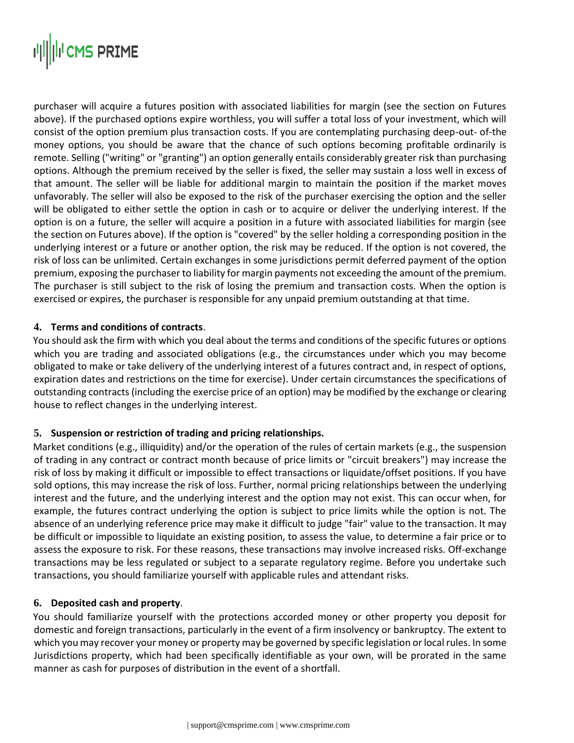purchaser will acquire a futures position with associated liabilities for margin (see the section on Futures above). If the purchased options expire worthless, you will suffer a total loss of your investment, which will consist of the option premium plus transaction costs. If you are contemplating purchasing deep-out- of-the money options, you should be aware that the chance of such options becoming profitable ordinarily is remote. Selling ("writing" or "granting") an option generally entails considerably greater risk than purchasing options. Although the premium received by the seller is fixed, the seller may sustain a loss well in excess of that amount. The seller will be liable for additional margin to maintain the position if the market moves unfavorably. The seller will also be exposed to the risk of the purchaser exercising the option and the seller will be obligated to either settle the option in cash or to acquire or deliver the underlying interest. If the option is on a future, the seller will acquire a position in a future with associated liabilities for margin (see the section on Futures above). If the option is "covered" by the seller holding a corresponding position in the underlying interest or a future or another option, the risk may be reduced. If the option is not covered, the risk of loss can be unlimited. Certain exchanges in some jurisdictions permit deferred payment of the option premium, exposing the purchaser to liability for margin payments not exceeding the amount of the premium. The purchaser is still subject to the risk of losing the premium and transaction costs. When the option is exercised or expires, the purchaser is responsible for any unpaid premium outstanding at that time.

**4. Terms and conditions of contracts**.

You should ask the firm with which you deal about the terms and conditions of the specific futures or options which you are trading and associated obligations (e.g., the circumstances under which you may become obligated to make or take delivery of the underlying interest of a futures contract and, in respect of options, expiration dates and restrictions on the time for exercise). Under certain circumstances the specifications of outstanding contracts (including the exercise price of an option) may be modified by the exchange or clearing house to reflect changes in the underlying interest.

**5. Suspension or restriction of trading and pricing relationships.**

Market conditions (e.g., illiquidity) and/or the operation of the rules of certain markets (e.g., the suspension of trading in any contract or contract month because of price limits or "circuit breakers") may increase the risk of loss by making it difficult or impossible to effect transactions or liquidate/offset positions. If you have sold options, this may increase the risk of loss. Further, normal pricing relationships between the underlying interest and the future, and the underlying interest and the option may not exist. This can occur when, for example, the futures contract underlying the option is subject to price limits while the option is not. The absence of an underlying reference price may make it difficult to judge "fair" value to the transaction. It may be difficult or impossible to liquidate an existing position, to assess the value, to determine a fair price or to assess the exposure to risk. For these reasons, these transactions may involve increased risks. Off-exchange transactions may be less regulated or subject to a separate regulatory regime. Before you undertake such transactions, you should familiarize yourself with applicable rules and attendant risks.

**6. Deposited cash and property**.

You should familiarize yourself with the protections accorded money or other property you deposit for domestic and foreign transactions, particularly in the event of a firm insolvency or bankruptcy. The extent to which you may recover your money or property may be governed by specific legislation or local rules. In some Jurisdictions property, which had been specifically identifiable as your own, will be prorated in the same manner as cash for purposes of distribution in the event of a shortfall.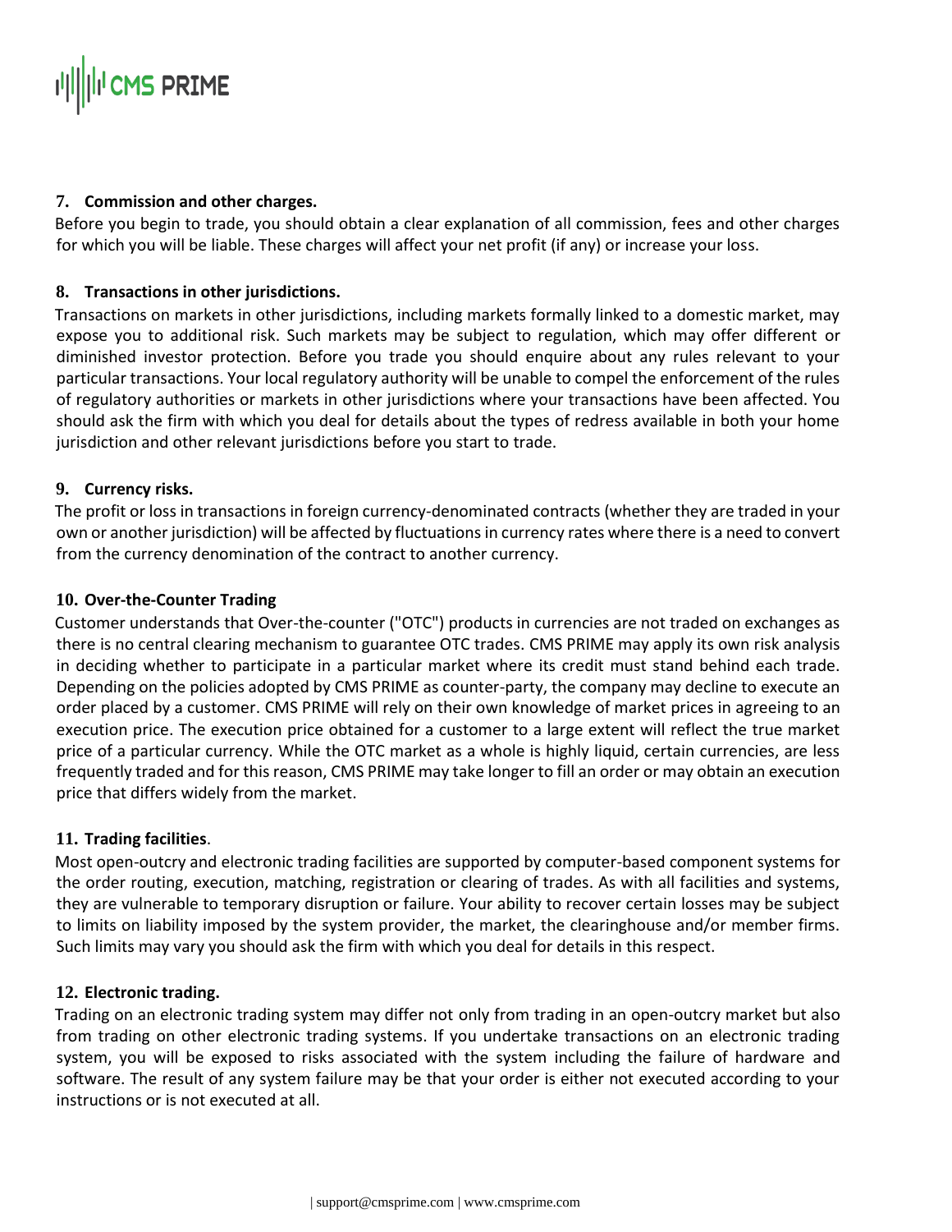**7. Commission and other charges.**
Before you begin to trade, you should obtain a clear explanation of all commission, fees and other charges for which you will be liable. These charges will affect your net profit (if any) or increase your loss.

**8. Transactions in other jurisdictions.**
Transactions on markets in other jurisdictions, including markets formally linked to a domestic market, may expose you to additional risk. Such markets may be subject to regulation, which may offer different or diminished investor protection. Before you trade you should enquire about any rules relevant to your particular transactions. Your local regulatory authority will be unable to compel the enforcement of the rules of regulatory authorities or markets in other jurisdictions where your transactions have been affected. You should ask the firm with which you deal for details about the types of redress available in both your home jurisdiction and other relevant jurisdictions before you start to trade.

**9. Currency risks.**
The profit or loss in transactions in foreign currency-denominated contracts (whether they are traded in your own or another jurisdiction) will be affected by fluctuations in currency rates where there is a need to convert from the currency denomination of the contract to another currency.

**10. Over-the-Counter Trading**
Customer understands that Over-the-counter ("OTC") products in currencies are not traded on exchanges as there is no central clearing mechanism to guarantee OTC trades. CMS PRIME may apply its own risk analysis in deciding whether to participate in a particular market where its credit must stand behind each trade. Depending on the policies adopted by CMS PRIME as counter-party, the company may decline to execute an order placed by a customer. CMS PRIME will rely on their own knowledge of market prices in agreeing to an execution price. The execution price obtained for a customer to a large extent will reflect the true market price of a particular currency. While the OTC market as a whole is highly liquid, certain currencies, are less frequently traded and for this reason, CMS PRIME may take longer to fill an order or may obtain an execution price that differs widely from the market.

**11. Trading facilities**.
Most open-outcry and electronic trading facilities are supported by computer-based component systems for the order routing, execution, matching, registration or clearing of trades. As with all facilities and systems, they are vulnerable to temporary disruption or failure. Your ability to recover certain losses may be subject to limits on liability imposed by the system provider, the market, the clearinghouse and/or member firms. Such limits may vary you should ask the firm with which you deal for details in this respect.

**12. Electronic trading.**
Trading on an electronic trading system may differ not only from trading in an open-outcry market but also from trading on other electronic trading systems. If you undertake transactions on an electronic trading system, you will be exposed to risks associated with the system including the failure of hardware and software. The result of any system failure may be that your order is either not executed according to your instructions or is not executed at all.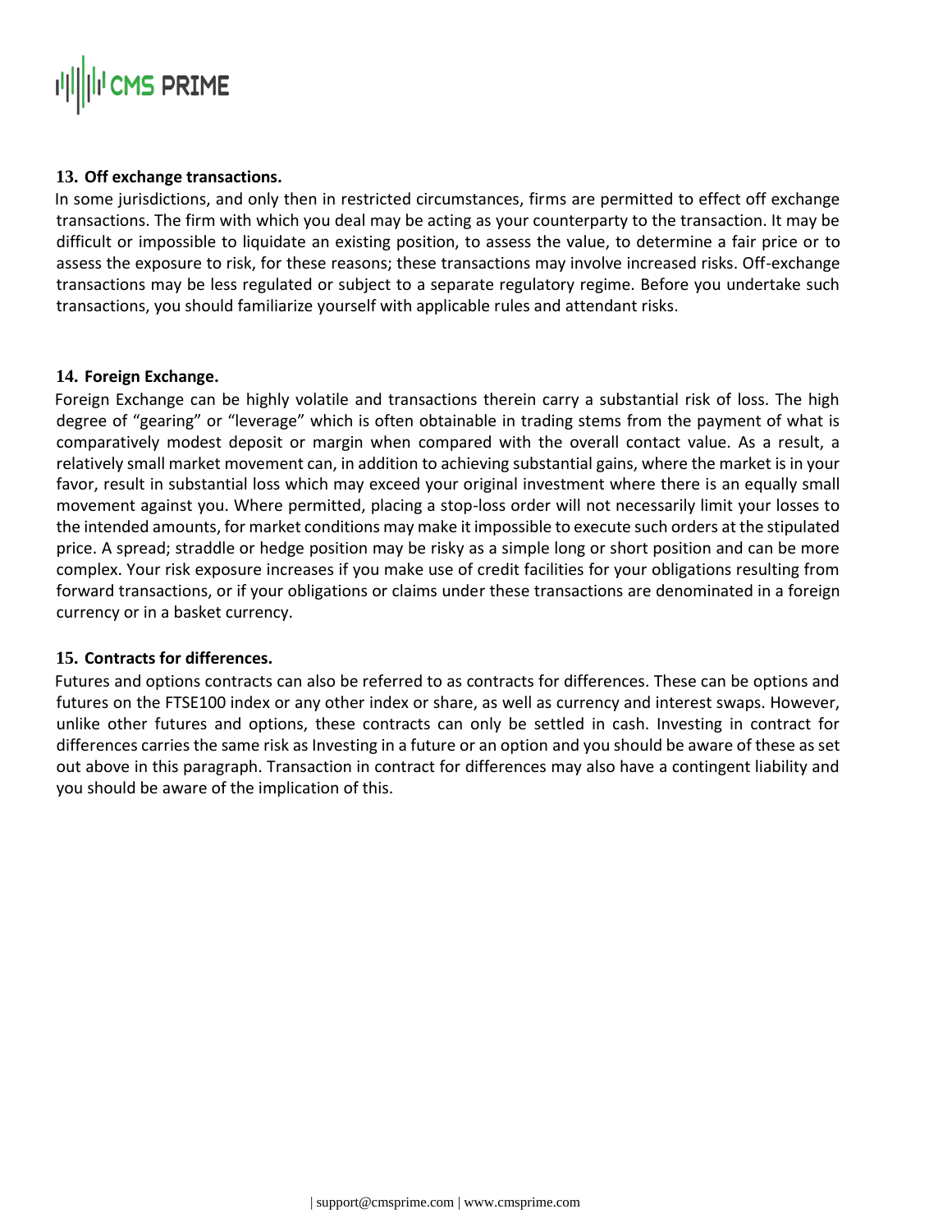**13. Off exchange transactions.**

In some jurisdictions, and only then in restricted circumstances, firms are permitted to effect off exchange transactions. The firm with which you deal may be acting as your counterparty to the transaction. It may be difficult or impossible to liquidate an existing position, to assess the value, to determine a fair price or to assess the exposure to risk, for these reasons; these transactions may involve increased risks. Off-exchange transactions may be less regulated or subject to a separate regulatory regime. Before you undertake such transactions, you should familiarize yourself with applicable rules and attendant risks.

**14. Foreign Exchange.**

Foreign Exchange can be highly volatile and transactions therein carry a substantial risk of loss. The high degree of "gearing" or "leverage" which is often obtainable in trading stems from the payment of what is comparatively modest deposit or margin when compared with the overall contact value. As a result, a relatively small market movement can, in addition to achieving substantial gains, where the market is in your favor, result in substantial loss which may exceed your original investment where there is an equally small movement against you. Where permitted, placing a stop-loss order will not necessarily limit your losses to the intended amounts, for market conditions may make it impossible to execute such orders at the stipulated price. A spread; straddle or hedge position may be risky as a simple long or short position and can be more complex. Your risk exposure increases if you make use of credit facilities for your obligations resulting from forward transactions, or if your obligations or claims under these transactions are denominated in a foreign currency or in a basket currency.

**15. Contracts for differences.**

Futures and options contracts can also be referred to as contracts for differences. These can be options and futures on the FTSE100 index or any other index or share, as well as currency and interest swaps. However, unlike other futures and options, these contracts can only be settled in cash. Investing in contract for differences carries the same risk as Investing in a future or an option and you should be aware of these as set out above in this paragraph. Transaction in contract for differences may also have a contingent liability and you should be aware of the implication of this.